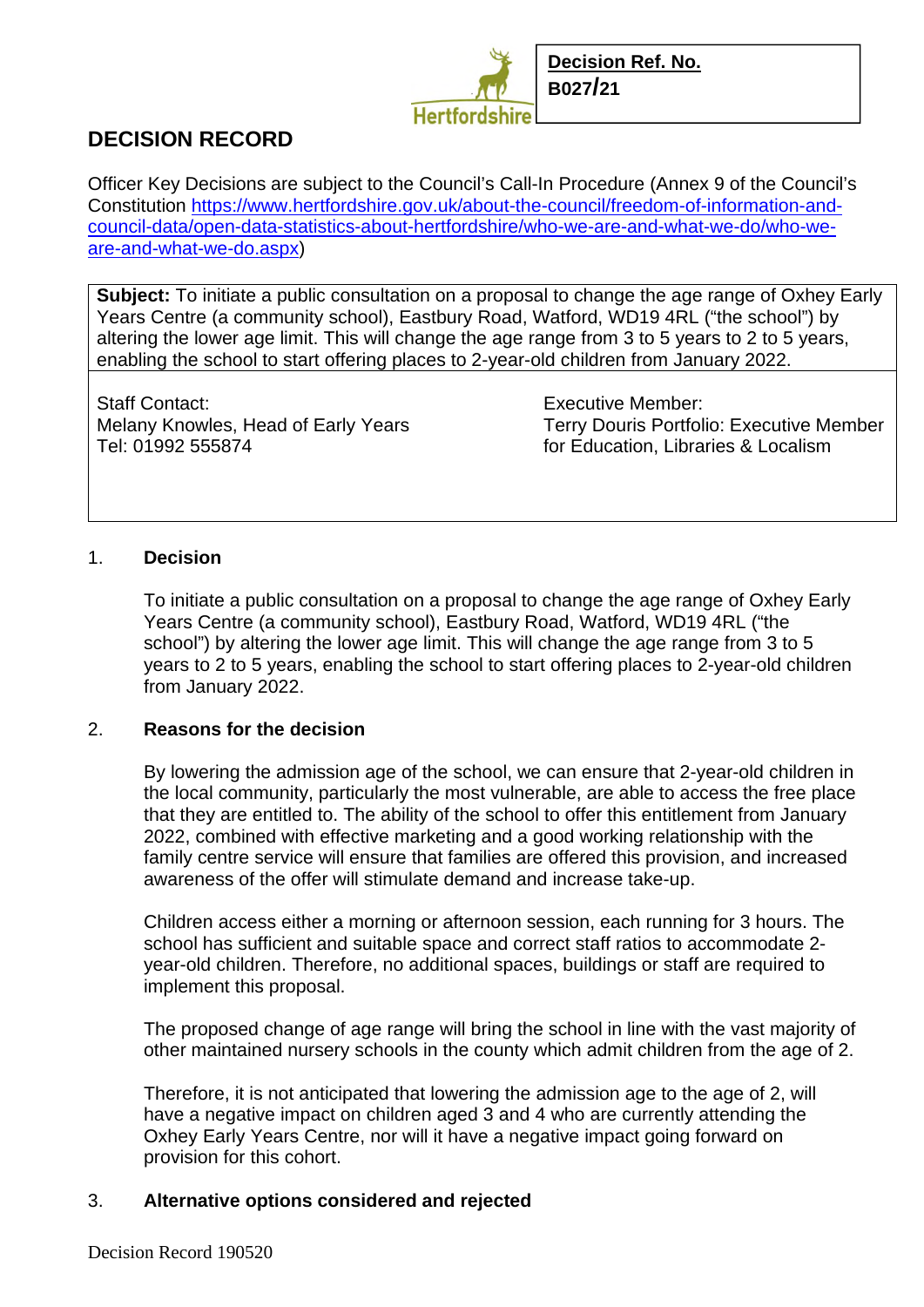Hertfordshire

**Decision Ref. No.**
**B027/21**

# DECISION RECORD

Officer Key Decisions are subject to the Council's Call-In Procedure (Annex 9 of the Council's Constitution https://www.hertfordshire.gov.uk/about-the-council/freedom-of-information-and-council-data/open-data-statistics-about-hertfordshire/who-we-are-and-what-we-do/who-we-are-and-what-we-do.aspx)

| **Subject:** To initiate a public consultation on a proposal to change the age range of Oxhey Early Years Centre (a community school), Eastbury Road, Watford, WD19 4RL ("the school") by altering the lower age limit. This will change the age range from 3 to 5 years to 2 to 5 years, enabling the school to start offering places to 2-year-old children from January 2022. | |
|---|---|
| Staff Contact:<br>Melany Knowles, Head of Early Years<br>Tel: 01992 555874 | Executive Member:<br>Terry Douris Portfolio: Executive Member for Education, Libraries & Localism |

## 1. Decision

To initiate a public consultation on a proposal to change the age range of Oxhey Early Years Centre (a community school), Eastbury Road, Watford, WD19 4RL ("the school") by altering the lower age limit. This will change the age range from 3 to 5 years to 2 to 5 years, enabling the school to start offering places to 2-year-old children from January 2022.

## 2. Reasons for the decision

By lowering the admission age of the school, we can ensure that 2-year-old children in the local community, particularly the most vulnerable, are able to access the free place that they are entitled to. The ability of the school to offer this entitlement from January 2022, combined with effective marketing and a good working relationship with the family centre service will ensure that families are offered this provision, and increased awareness of the offer will stimulate demand and increase take-up.

Children access either a morning or afternoon session, each running for 3 hours. The school has sufficient and suitable space and correct staff ratios to accommodate 2-year-old children. Therefore, no additional spaces, buildings or staff are required to implement this proposal.

The proposed change of age range will bring the school in line with the vast majority of other maintained nursery schools in the county which admit children from the age of 2.

Therefore, it is not anticipated that lowering the admission age to the age of 2, will have a negative impact on children aged 3 and 4 who are currently attending the Oxhey Early Years Centre, nor will it have a negative impact going forward on provision for this cohort.

## 3. Alternative options considered and rejected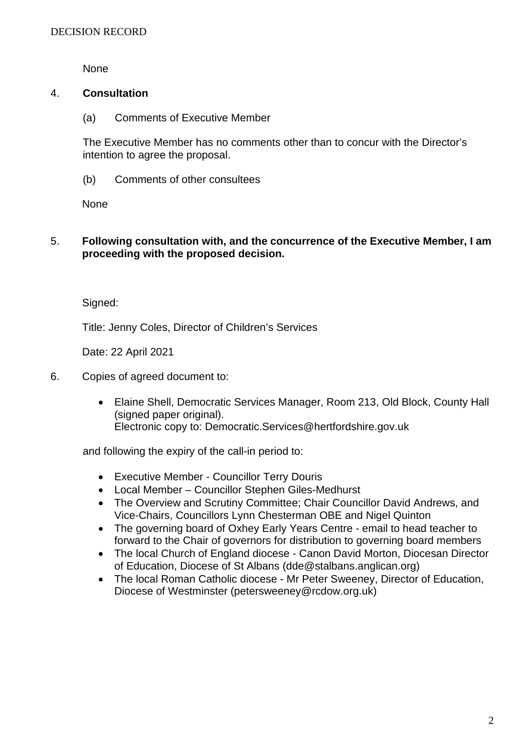None

4. **Consultation**

   (a) Comments of Executive Member

   The Executive Member has no comments other than to concur with the Director's intention to agree the proposal.

   (b) Comments of other consultees

   None

5. **Following consultation with, and the concurrence of the Executive Member, I am proceeding with the proposed decision.**

   Signed:

   Title: Jenny Coles, Director of Children's Services

   Date: 22 April 2021

6. Copies of agreed document to:

   - Elaine Shell, Democratic Services Manager, Room 213, Old Block, County Hall (signed paper original).
     Electronic copy to: Democratic.Services@hertfordshire.gov.uk

   and following the expiry of the call-in period to:

   - Executive Member - Councillor Terry Douris
   - Local Member – Councillor Stephen Giles-Medhurst
   - The Overview and Scrutiny Committee; Chair Councillor David Andrews, and Vice-Chairs, Councillors Lynn Chesterman OBE and Nigel Quinton
   - The governing board of Oxhey Early Years Centre - email to head teacher to forward to the Chair of governors for distribution to governing board members
   - The local Church of England diocese - Canon David Morton, Diocesan Director of Education, Diocese of St Albans (dde@stalbans.anglican.org)
   - The local Roman Catholic diocese - Mr Peter Sweeney, Director of Education, Diocese of Westminster (petersweeney@rcdow.org.uk)